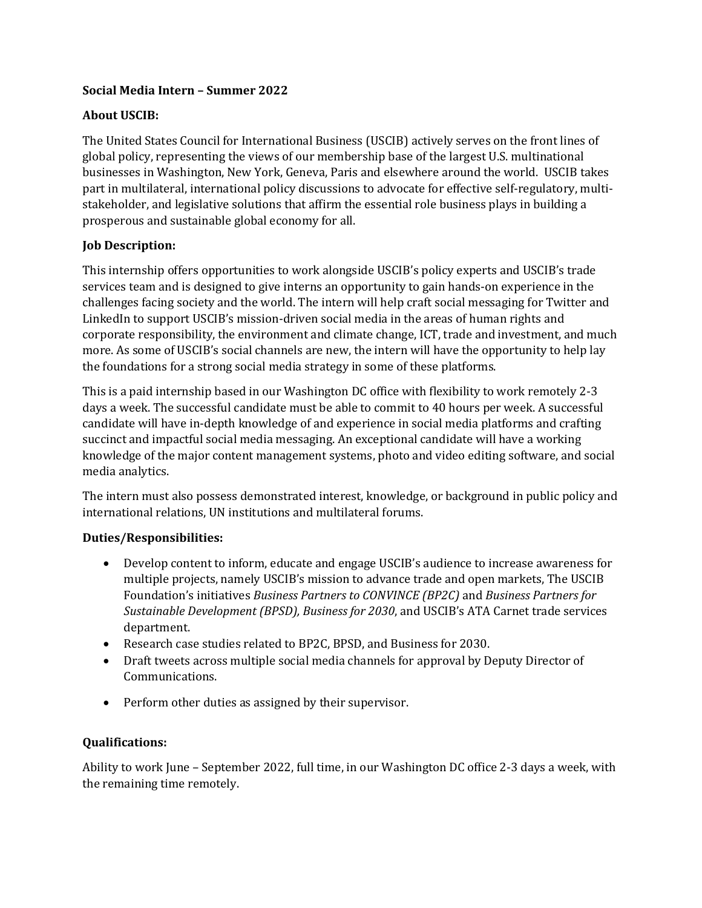**Social Media Intern – Summer 2022**

**About USCIB:**

The United States Council for International Business (USCIB) actively serves on the front lines of global policy, representing the views of our membership base of the largest U.S. multinational businesses in Washington, New York, Geneva, Paris and elsewhere around the world. USCIB takes part in multilateral, international policy discussions to advocate for effective self-regulatory, multi-stakeholder, and legislative solutions that affirm the essential role business plays in building a prosperous and sustainable global economy for all.

**Job Description:**

This internship offers opportunities to work alongside USCIB's policy experts and USCIB's trade services team and is designed to give interns an opportunity to gain hands-on experience in the challenges facing society and the world. The intern will help craft social messaging for Twitter and LinkedIn to support USCIB's mission-driven social media in the areas of human rights and corporate responsibility, the environment and climate change, ICT, trade and investment, and much more. As some of USCIB's social channels are new, the intern will have the opportunity to help lay the foundations for a strong social media strategy in some of these platforms.

This is a paid internship based in our Washington DC office with flexibility to work remotely 2-3 days a week. The successful candidate must be able to commit to 40 hours per week. A successful candidate will have in-depth knowledge of and experience in social media platforms and crafting succinct and impactful social media messaging. An exceptional candidate will have a working knowledge of the major content management systems, photo and video editing software, and social media analytics.

The intern must also possess demonstrated interest, knowledge, or background in public policy and international relations, UN institutions and multilateral forums.

**Duties/Responsibilities:**

- Develop content to inform, educate and engage USCIB's audience to increase awareness for multiple projects, namely USCIB's mission to advance trade and open markets, The USCIB Foundation's initiatives *Business Partners to CONVINCE (BP2C)* and *Business Partners for Sustainable Development (BPSD), Business for 2030*, and USCIB's ATA Carnet trade services department.
- Research case studies related to BP2C, BPSD, and Business for 2030.
- Draft tweets across multiple social media channels for approval by Deputy Director of Communications.
- Perform other duties as assigned by their supervisor.

**Qualifications:**

Ability to work June – September 2022, full time, in our Washington DC office 2-3 days a week, with the remaining time remotely.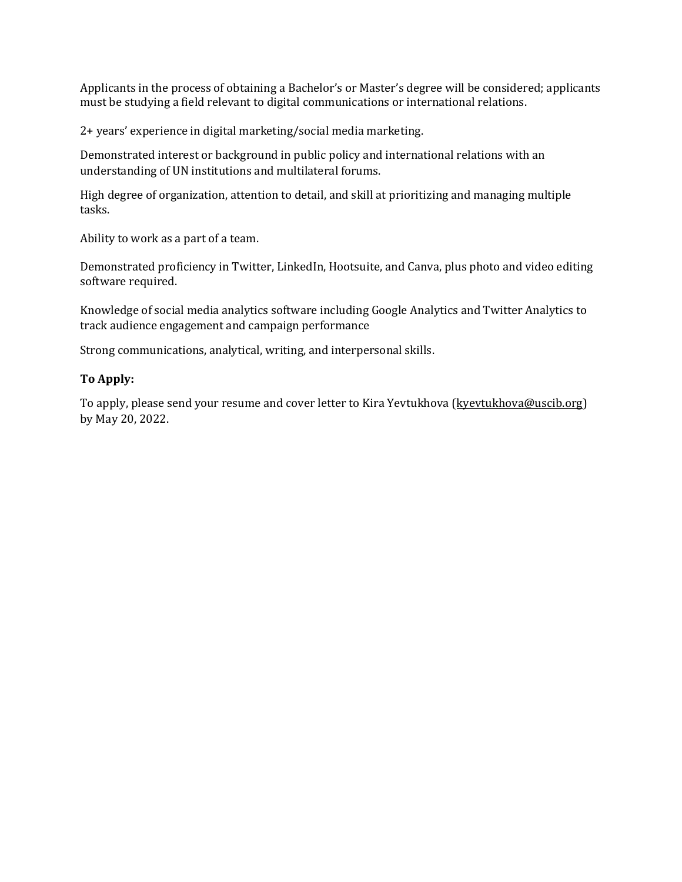Applicants in the process of obtaining a Bachelor's or Master's degree will be considered; applicants must be studying a field relevant to digital communications or international relations.

2+ years' experience in digital marketing/social media marketing.

Demonstrated interest or background in public policy and international relations with an understanding of UN institutions and multilateral forums.

High degree of organization, attention to detail, and skill at prioritizing and managing multiple tasks.

Ability to work as a part of a team.

Demonstrated proficiency in Twitter, LinkedIn, Hootsuite, and Canva, plus photo and video editing software required.

Knowledge of social media analytics software including Google Analytics and Twitter Analytics to track audience engagement and campaign performance

Strong communications, analytical, writing, and interpersonal skills.

**To Apply:**

To apply, please send your resume and cover letter to Kira Yevtukhova (kyevtukhova@uscib.org) by May 20, 2022.